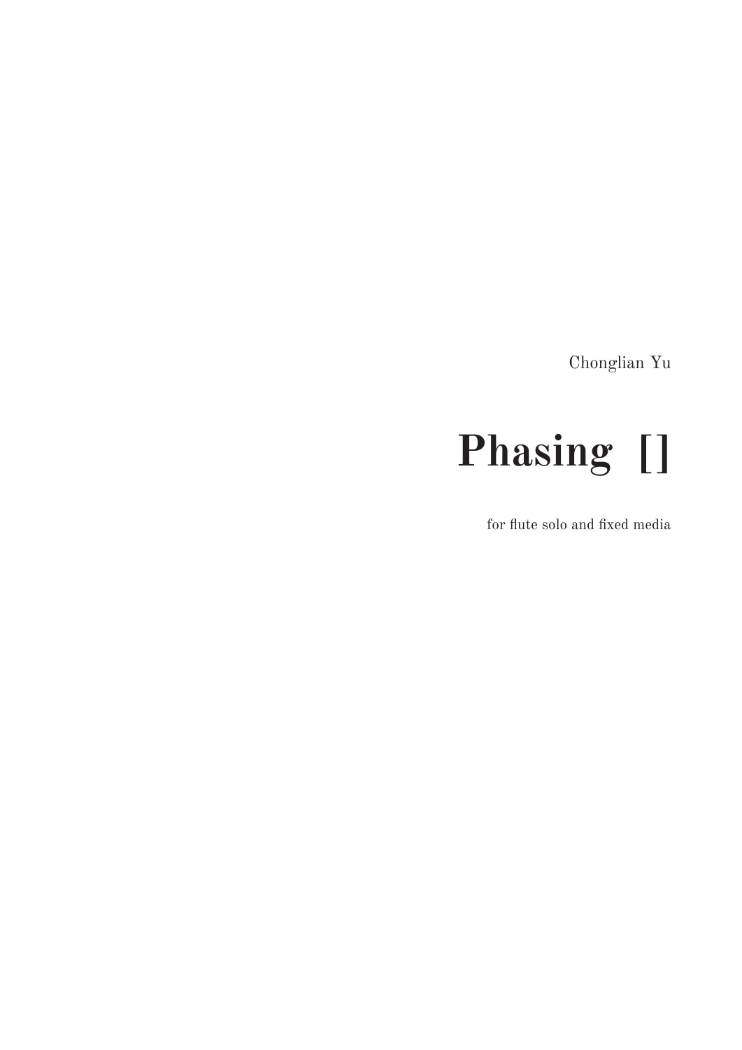Chonglian Yu

# Phasing []

for flute solo and fixed media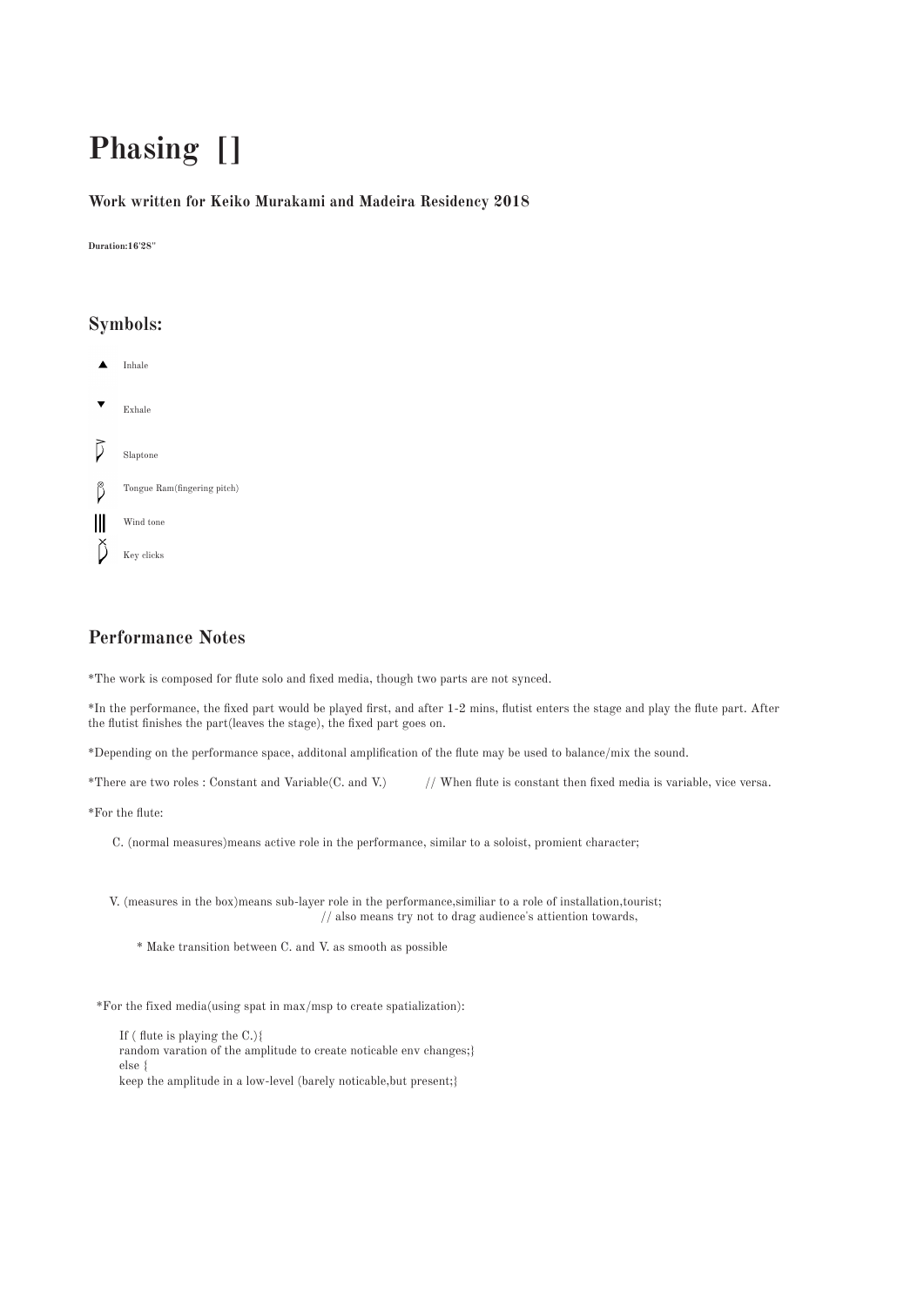# Phasing [ ]

**Work written for Keiko Murakami and Madeira Residency 2018**

**Duration:16'28''**

## Symbols:

▲ Inhale

▼ Exhale

Slaptone

Tongue Ram(fingering pitch)

Wind tone

Key clicks

## Performance Notes

*The work is composed for flute solo and fixed media, though two parts are not synced.

*In the performance, the fixed part would be played first, and after 1-2 mins, flutist enters the stage and play the flute part. After the flutist finishes the part(leaves the stage), the fixed part goes on.

*Depending on the performance space, additonal amplification of the flute may be used to balance/mix the sound.

*There are two roles : Constant and Variable(C. and V.) // When flute is constant then fixed media is variable, vice versa.

*For the flute:

C. (normal measures)means active role in the performance, similar to a soloist, promient character;

V. (measures in the box)means sub-layer role in the performance,similiar to a role of installation,tourist;
// also means try not to drag audience's attiention towards,

* Make transition between C. and V. as smooth as possible

*For the fixed media(using spat in max/msp to create spatialization):

```
If ( flute is playing the C.){
random varation of the amplitude to create noticable env changes;}
else {
keep the amplitude in a low-level (barely noticable,but present;}
```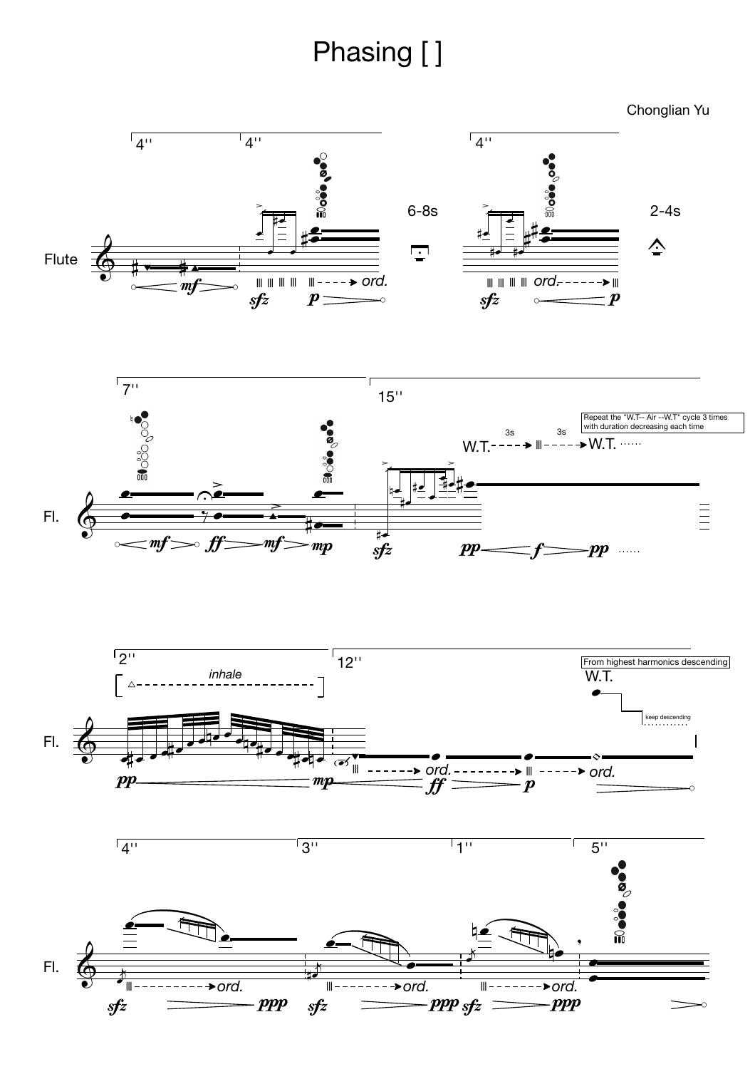# Phasing [ ]

Chonglian Yu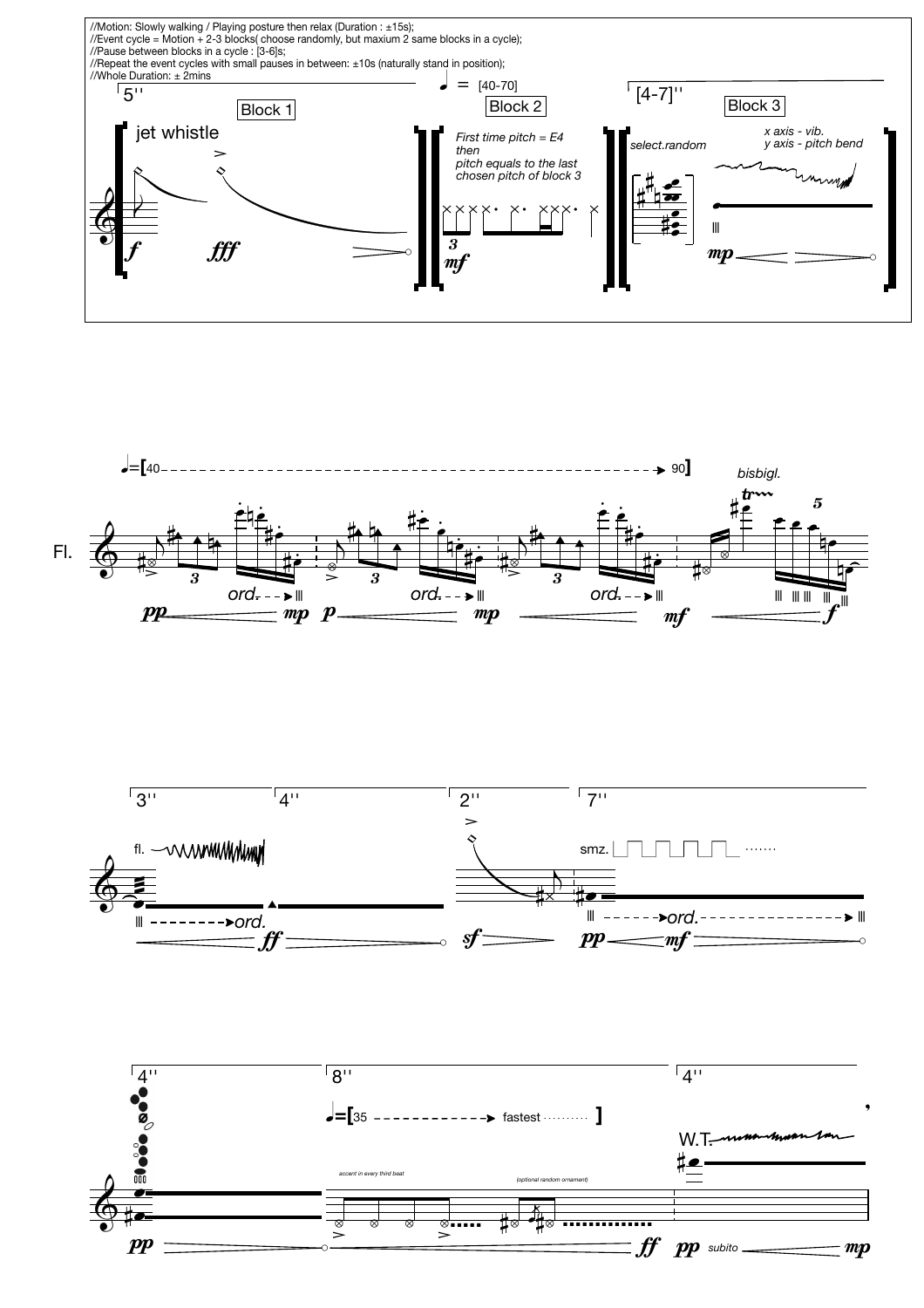//Motion: Slowly walking / Playing posture then relax (Duration : ±15s);
//Event cycle = Motion + 2-3 blocks( choose randomly, but maxium 2 same blocks in a cycle);
//Pause between blocks in a cycle : [3-6]s;
//Repeat the event cycles with small pauses in between: ±10s (naturally stand in position);
//Whole Duration: ± 2mins

5''

Block 1

jet whistle

*f* *fff*

♩ = [40-70]

Block 2

*First time pitch = E4 then pitch equals to the last chosen pitch of block 3*

3

*mf*

[4-7]''

Block 3

*select.random*

*x axis - vib.*
*y axis - pitch bend*

*mp*

♩=[40 ----------------------------------------→ 90]

Fl.

*bisbigl.*

3 ord. 3 ord. 3 ord. 5

*pp* *mp* *p* *mp* *mf* *f*

3'' 4'' 2'' 7''

fl.

smz.

ord. ord.

*ff* *sf* *pp* *mf*

4'' 8'' 4''

♩=[35 ------------→ fastest ......... ]

*accent in every third beat*

*(optional random ornament)*

W.T.

*pp* *ff* *pp* *subito* *mp*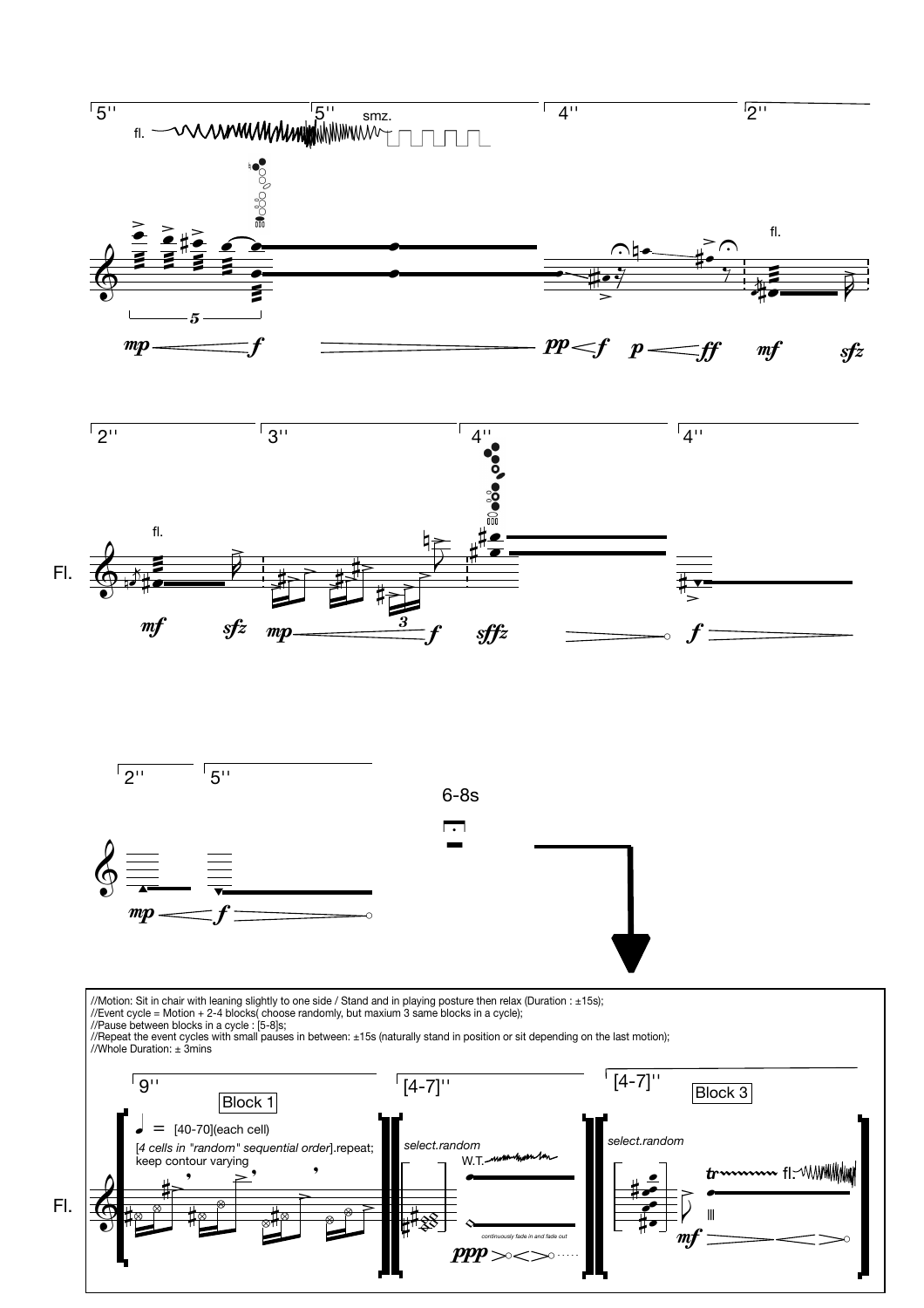//Motion: Sit in chair with leaning slightly to one side / Stand and in playing posture then relax (Duration : ±15s);
//Event cycle = Motion + 2-4 blocks( choose randomly, but maxium 3 same blocks in a cycle);
//Pause between blocks in a cycle : [5-8]s;
//Repeat the event cycles with small pauses in between: ±15s (naturally stand in position or sit depending on the last motion);
//Whole Duration: ± 3mins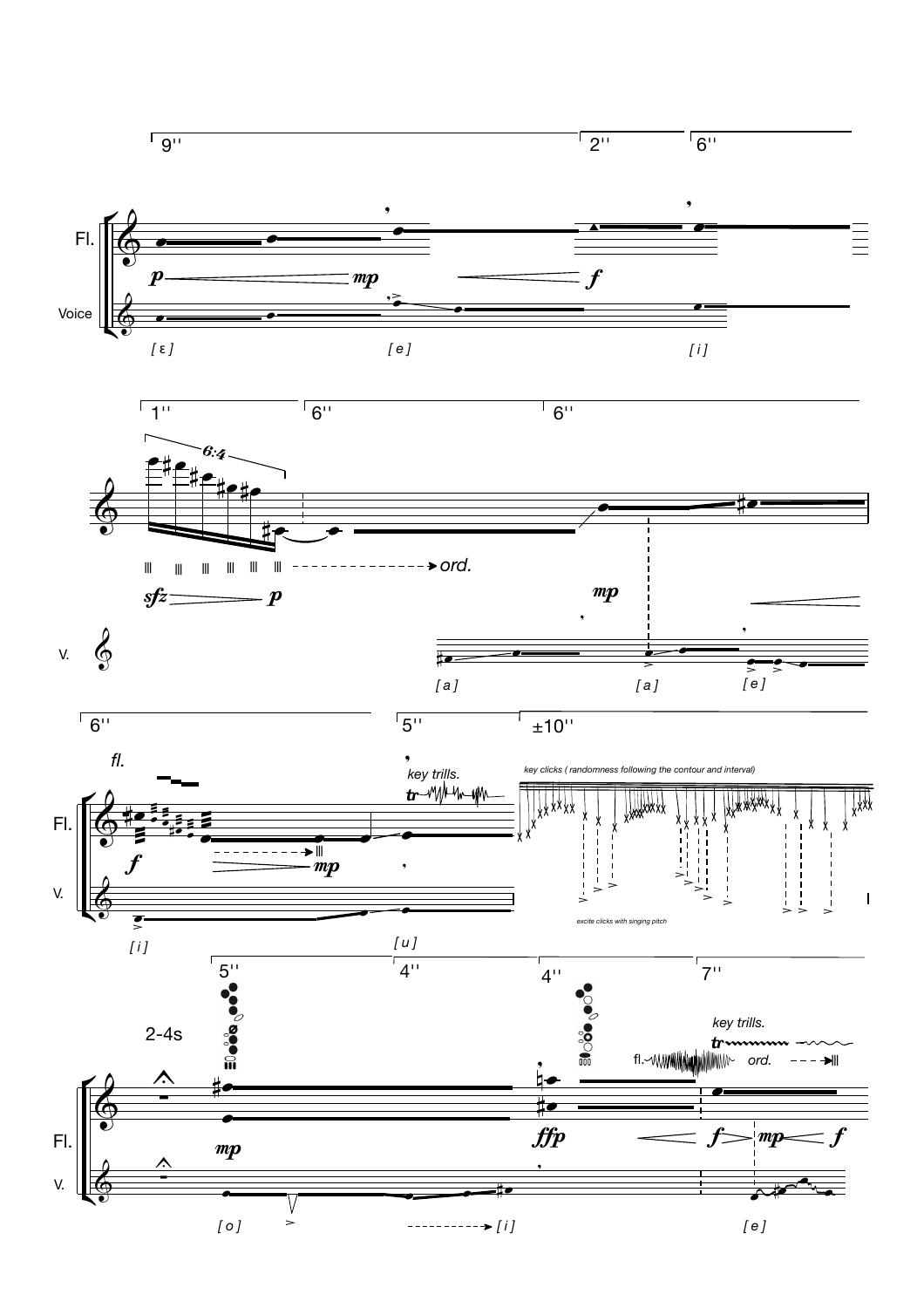9'' 2'' 6''

Fl.

Voice

*p* *mp* *f*

[ ɛ ] [ e ] [ i ]

1'' 6'' 6''

6:4

*sfz* *p*

ord.

*mp*

V.

[ a ] [ a ] [ e ]

6'' 5'' ±10''

fl.

key trills.

key clicks ( randomness following the contour and interval)

Fl.

*f* *mp*

V.

excite clicks with singing pitch

[ i ] [ u ]

5'' 4'' 4'' 7''

2-4s

key trills.

fl. ord.

Fl.

*mp* *ffp* *f* *mp* *f*

V.

[ o ] [ i ] [ e ]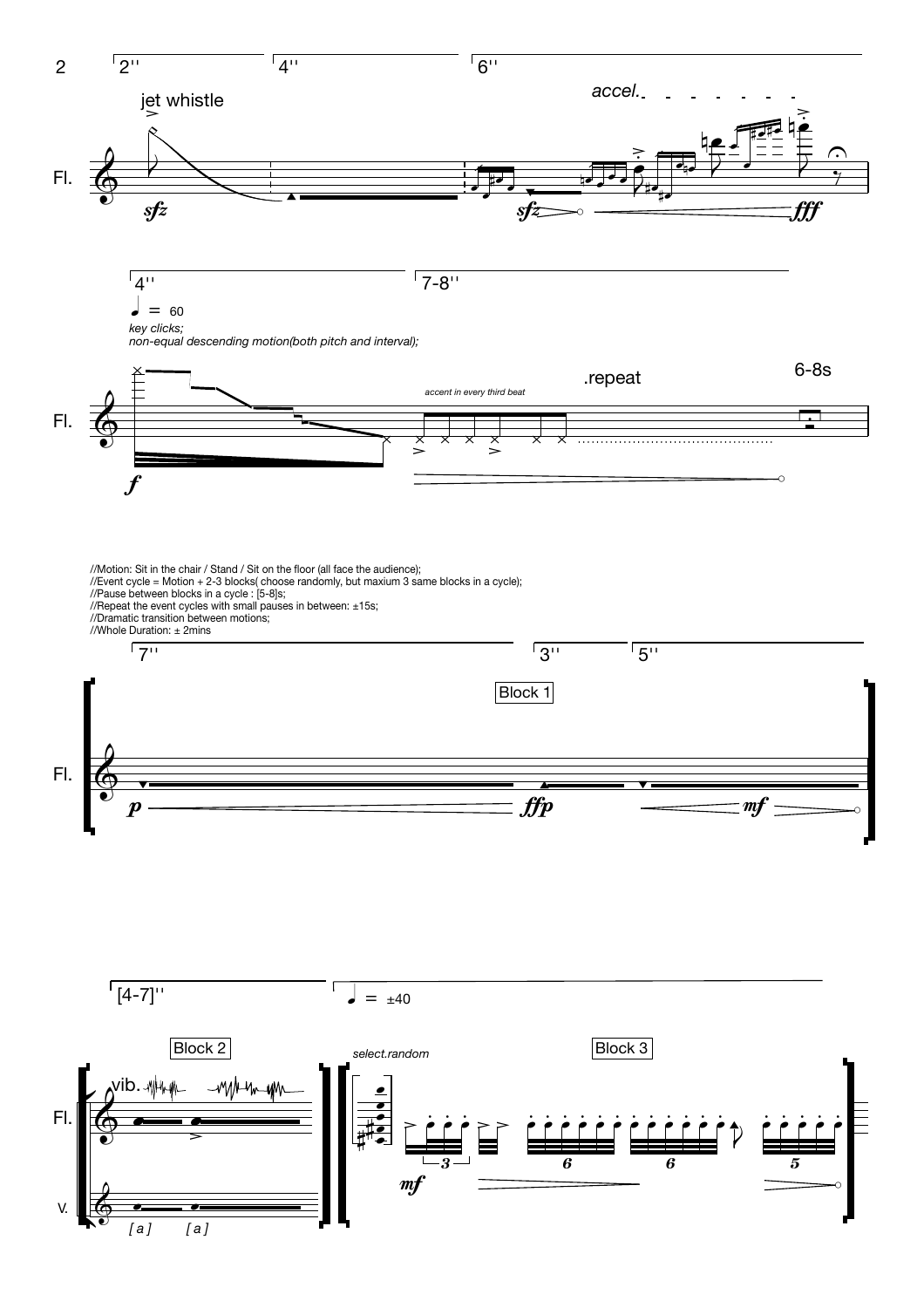2''

4''

6''

jet whistle

accel.

Fl.

*sfz*

*sfz*

*fff*

4''

7-8''

♩ = 60

*key clicks;*
*non-equal descending motion(both pitch and interval);*

.repeat

6-8s

*accent in every third beat*

Fl.

*f*

//Motion: Sit in the chair / Stand / Sit on the floor (all face the audience);
//Event cycle = Motion + 2-3 blocks( choose randomly, but maxium 3 same blocks in a cycle);
//Pause between blocks in a cycle : [5-8]s;
//Repeat the event cycles with small pauses in between: ±15s;
//Dramatic transition between motions;
//Whole Duration: ± 2mins

7''

3''

5''

Block 1

Fl.

*p*

*ffp*

*mf*

[4-7]''

♩ = ±40

Block 2

*select.random*

Block 3

vib.

Fl.

V.

*[ a ]* *[ a ]*

*mf*

3 6 6 5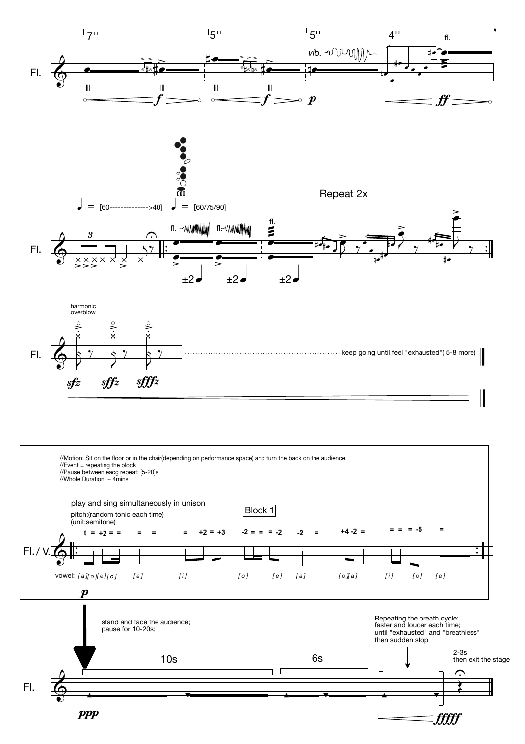7''

5''

5''

4''

Fl.

vib.

fl.

*f* *f* *p* *ff*

♩ = [60-------------->40] ♩ = [60/75/90]

Repeat 2x

fl. fl. fl.

±2 ±2 ±2

harmonic overblow

*sfz* *sffz* *sfffz*

keep going until feel "exhausted"( 5-8 more)

//Motion: Sit on the floor or in the chair(depending on performance space) and turn the back on the audience.
//Event = repeating the block
//Pause between eacg repeat: [5-20]s
//Whole Duration: ± 4mins

play and sing simultaneously in unison

pitch:(random tonic each time)
(unit:semitone)

Block 1

t = +2 = = = = = +2 = +3 -2 = = = -2 -2 = +4 -2 = = = = -5 =

Fl. / V.

vowel: [ a ][ o ][ e ][ o ] [ a ] [ i ] [ o ] [ e ] [ a ] [ o ][ a ] [ i ] [ o ] [ a ]

*p*

stand and face the audience;
pause for 10-20s;

Repeating the breath cycle;
faster and louder each time;
until "exhausted" and "breathless"
then sudden stop

2-3s
then exit the stage

10s

6s

Fl.

*ppp*

*fffff*